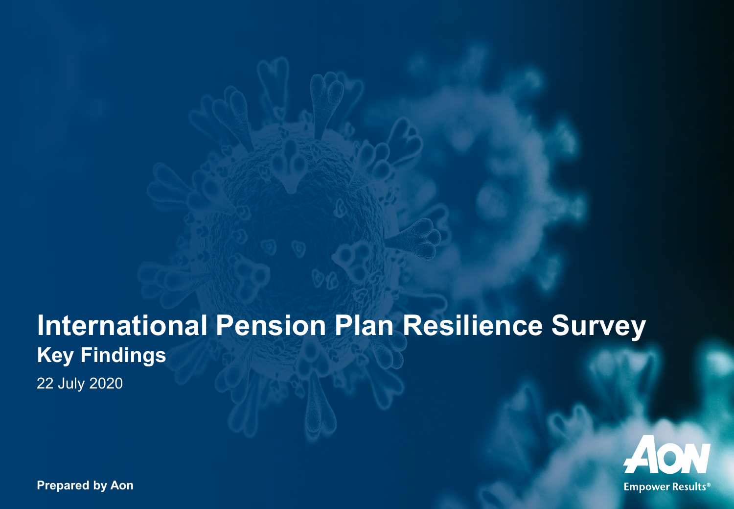# International Pension Plan Resilience Survey

## Key Findings

22 July 2020

**Prepared by Aon**

Aon
Empower Results®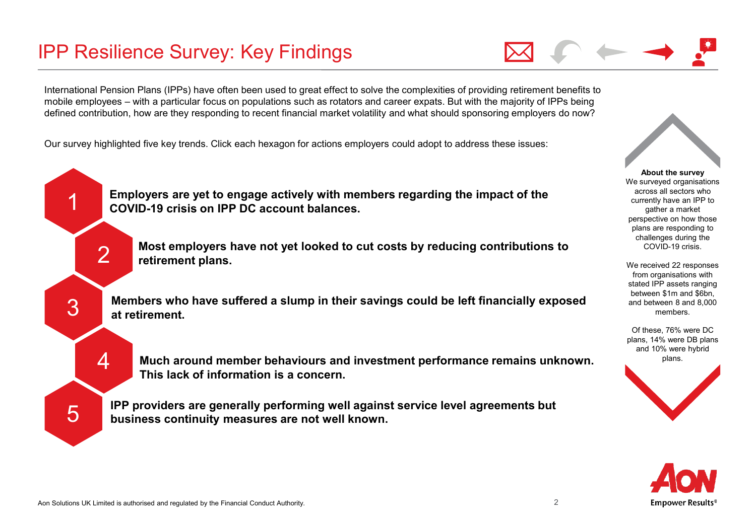# IPP Resilience Survey: Key Findings

International Pension Plans (IPPs) have often been used to great effect to solve the complexities of providing retirement benefits to mobile employees – with a particular focus on populations such as rotators and career expats. But with the majority of IPPs being defined contribution, how are they responding to recent financial market volatility and what should sponsoring employers do now?

Our survey highlighted five key trends. Click each hexagon for actions employers could adopt to address these issues:

1. **Employers are yet to engage actively with members regarding the impact of the COVID-19 crisis on IPP DC account balances.**
2. **Most employers have not yet looked to cut costs by reducing contributions to retirement plans.**
3. **Members who have suffered a slump in their savings could be left financially exposed at retirement.**
4. **Much around member behaviours and investment performance remains unknown. This lack of information is a concern.**
5. **IPP providers are generally performing well against service level agreements but business continuity measures are not well known.**

**About the survey**

We surveyed organisations across all sectors who currently have an IPP to gather a market perspective on how those plans are responding to challenges during the COVID-19 crisis.

We received 22 responses from organisations with stated IPP assets ranging between $1m and $6bn, and between 8 and 8,000 members.

Of these, 76% were DC plans, 14% were DB plans and 10% were hybrid plans.

Aon Solutions UK Limited is authorised and regulated by the Financial Conduct Authority.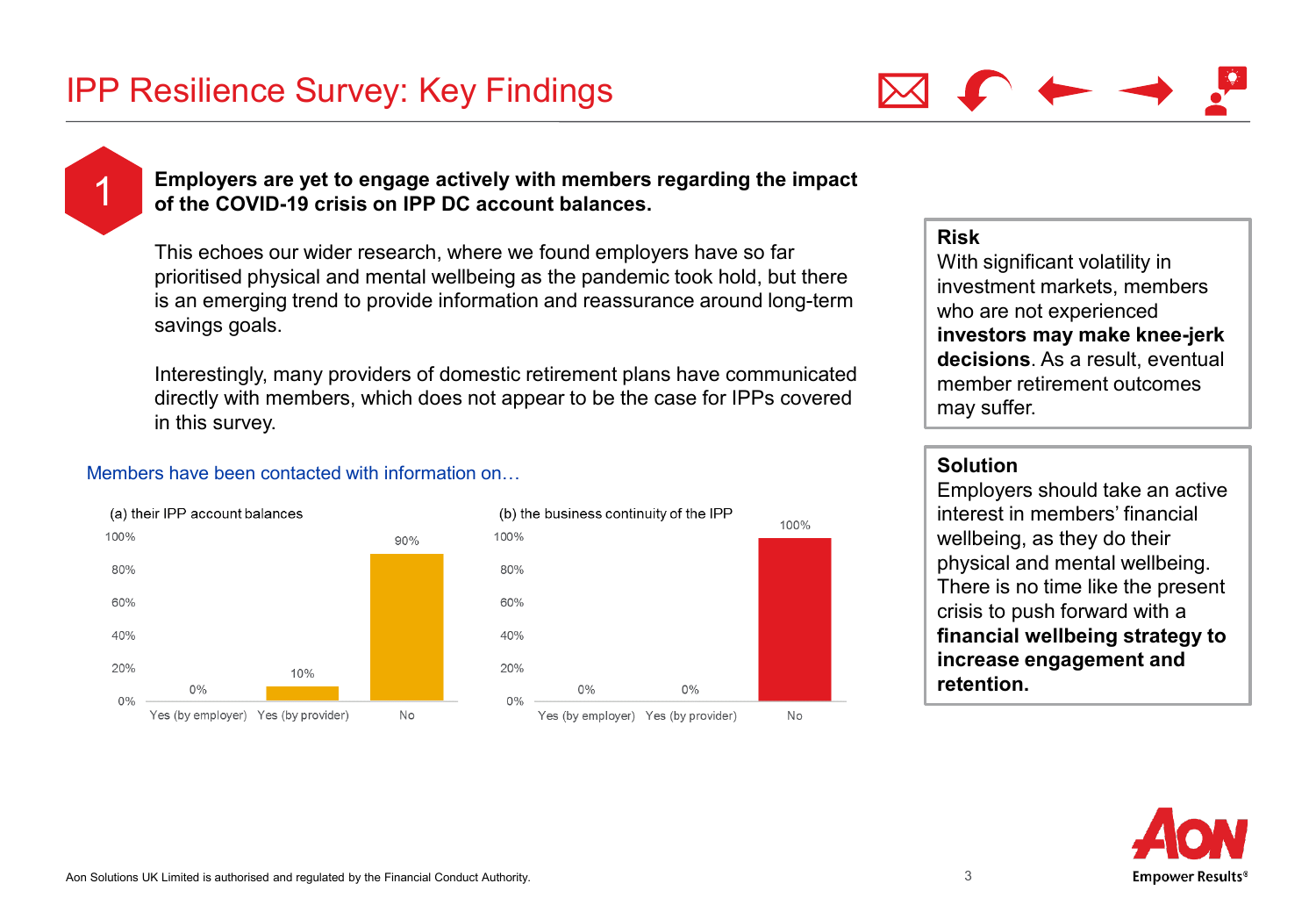# IPP Resilience Survey: Key Findings

## 1

**Employers are yet to engage actively with members regarding the impact of the COVID-19 crisis on IPP DC account balances.**

This echoes our wider research, where we found employers have so far prioritised physical and mental wellbeing as the pandemic took hold, but there is an emerging trend to provide information and reassurance around long-term savings goals.

Interestingly, many providers of domestic retirement plans have communicated directly with members, which does not appear to be the case for IPPs covered in this survey.

Members have been contacted with information on…

(a) their IPP account balances

| Yes (by employer) | Yes (by provider) | No |
|---|---|---|
| 0% | 10% | 90% |

(b) the business continuity of the IPP

| Yes (by employer) | Yes (by provider) | No |
|---|---|---|
| 0% | 0% | 100% |

**Risk**

With significant volatility in investment markets, members who are not experienced **investors may make knee-jerk decisions**. As a result, eventual member retirement outcomes may suffer.

**Solution**

Employers should take an active interest in members' financial wellbeing, as they do their physical and mental wellbeing. There is no time like the present crisis to push forward with a **financial wellbeing strategy to increase engagement and retention.**

Aon Solutions UK Limited is authorised and regulated by the Financial Conduct Authority.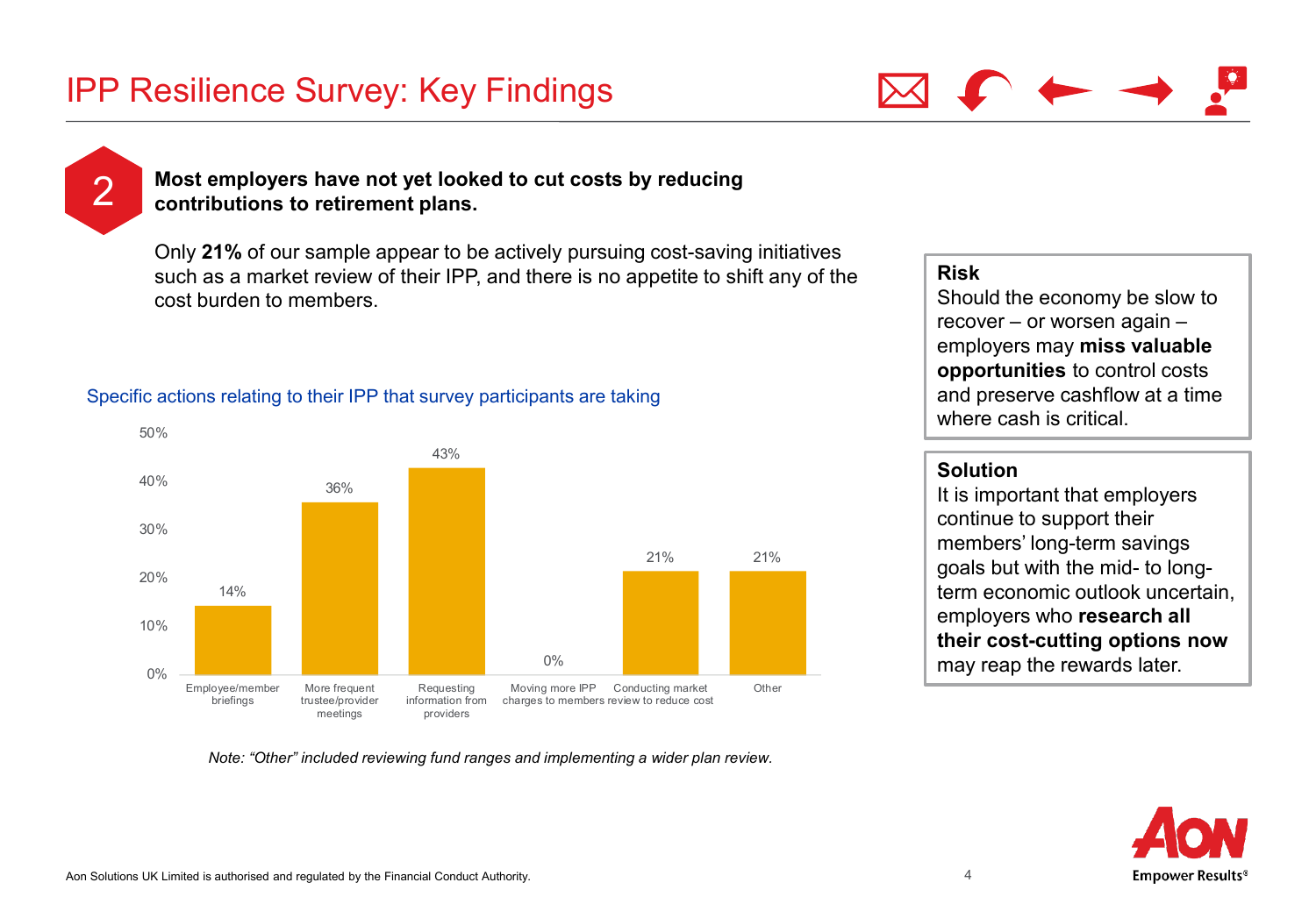# IPP Resilience Survey: Key Findings

## 2

**Most employers have not yet looked to cut costs by reducing contributions to retirement plans.**

Only **21%** of our sample appear to be actively pursuing cost-saving initiatives such as a market review of their IPP, and there is no appetite to shift any of the cost burden to members.

Specific actions relating to their IPP that survey participants are taking

| Action | % |
|---|---|
| Employee/member briefings | 14% |
| More frequent trustee/provider meetings | 36% |
| Requesting information from providers | 43% |
| Moving more IPP charges to members | 0% |
| Conducting market review to reduce cost | 21% |
| Other | 21% |

*Note: "Other" included reviewing fund ranges and implementing a wider plan review.*

**Risk**

Should the economy be slow to recover – or worsen again – employers may **miss valuable opportunities** to control costs and preserve cashflow at a time where cash is critical.

**Solution**

It is important that employers continue to support their members' long-term savings goals but with the mid- to long-term economic outlook uncertain, employers who **research all their cost-cutting options now** may reap the rewards later.

Aon Solutions UK Limited is authorised and regulated by the Financial Conduct Authority.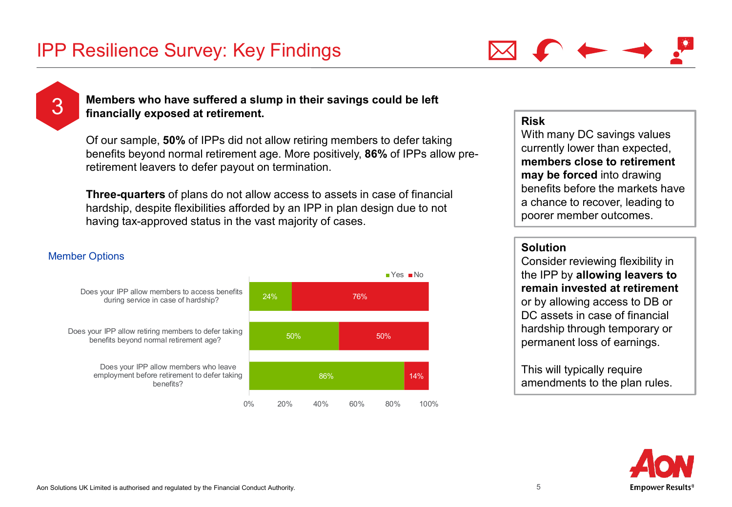# IPP Resilience Survey: Key Findings

## 3

**Members who have suffered a slump in their savings could be left financially exposed at retirement.**

Of our sample, **50%** of IPPs did not allow retiring members to defer taking benefits beyond normal retirement age. More positively, **86%** of IPPs allow pre-retirement leavers to defer payout on termination.

**Three-quarters** of plans do not allow access to assets in case of financial hardship, despite flexibilities afforded by an IPP in plan design due to not having tax-approved status in the vast majority of cases.

### Member Options

| Question | Yes | No |
|---|---|---|
| Does your IPP allow members to access benefits during service in case of hardship? | 24% | 76% |
| Does your IPP allow retiring members to defer taking benefits beyond normal retirement age? | 50% | 50% |
| Does your IPP allow members who leave employment before retirement to defer taking benefits? | 86% | 14% |

**Risk**

With many DC savings values currently lower than expected, **members close to retirement may be forced** into drawing benefits before the markets have a chance to recover, leading to poorer member outcomes.

**Solution**

Consider reviewing flexibility in the IPP by **allowing leavers to remain invested at retirement** or by allowing access to DB or DC assets in case of financial hardship through temporary or permanent loss of earnings.

This will typically require amendments to the plan rules.

Aon Solutions UK Limited is authorised and regulated by the Financial Conduct Authority.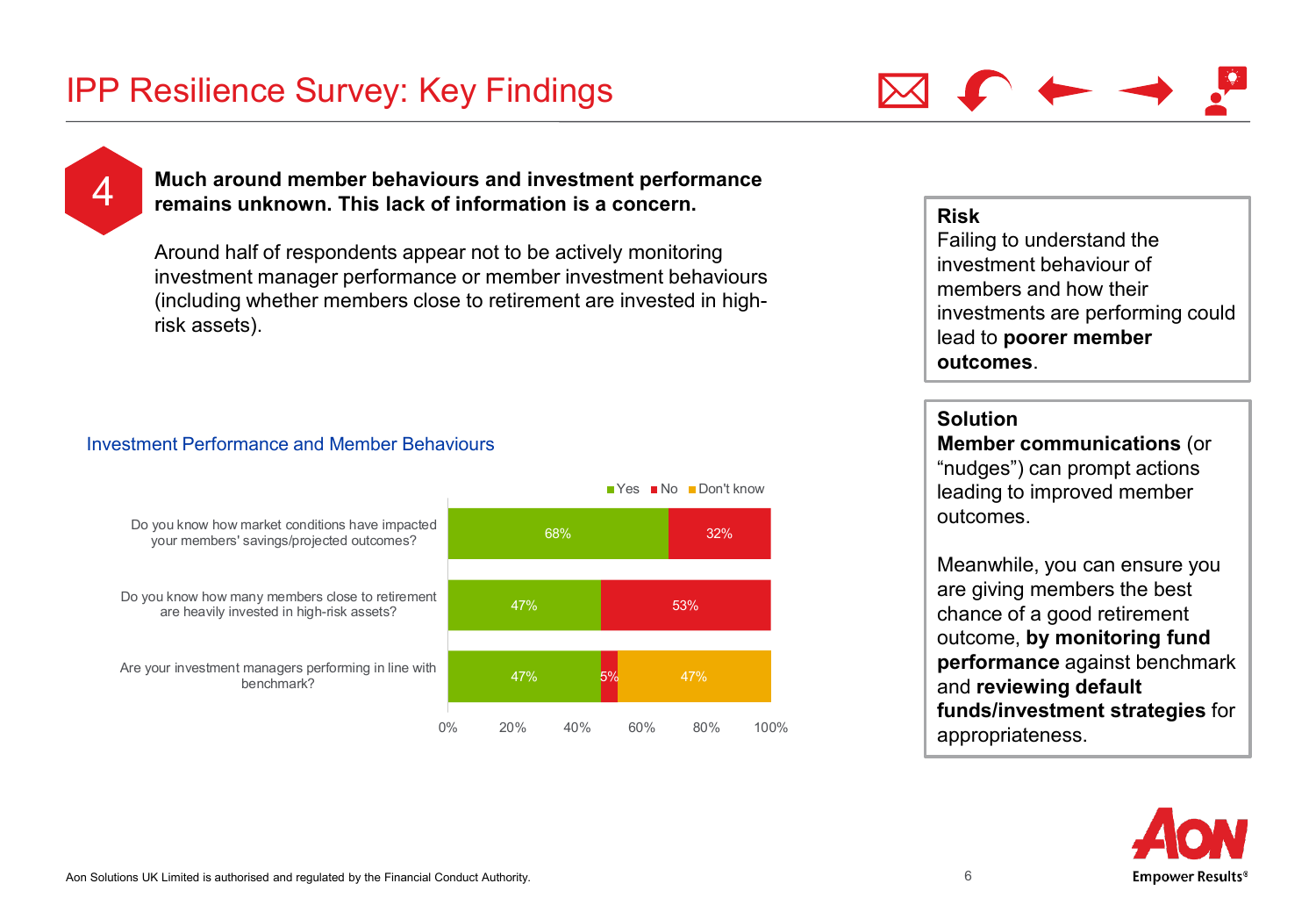# IPP Resilience Survey: Key Findings

**4**

**Much around member behaviours and investment performance remains unknown. This lack of information is a concern.**

Around half of respondents appear not to be actively monitoring investment manager performance or member investment behaviours (including whether members close to retirement are invested in high-risk assets).

### Investment Performance and Member Behaviours

| Question | Yes | No | Don't know |
|---|---|---|---|
| Do you know how market conditions have impacted your members' savings/projected outcomes? | 68% | 32% | |
| Do you know how many members close to retirement are heavily invested in high-risk assets? | 47% | 53% | |
| Are your investment managers performing in line with benchmark? | 47% | 5% | 47% |

**Risk**
Failing to understand the investment behaviour of members and how their investments are performing could lead to **poorer member outcomes**.

**Solution**
**Member communications** (or "nudges") can prompt actions leading to improved member outcomes.

Meanwhile, you can ensure you are giving members the best chance of a good retirement outcome, **by monitoring fund performance** against benchmark and **reviewing default funds/investment strategies** for appropriateness.

Aon Solutions UK Limited is authorised and regulated by the Financial Conduct Authority.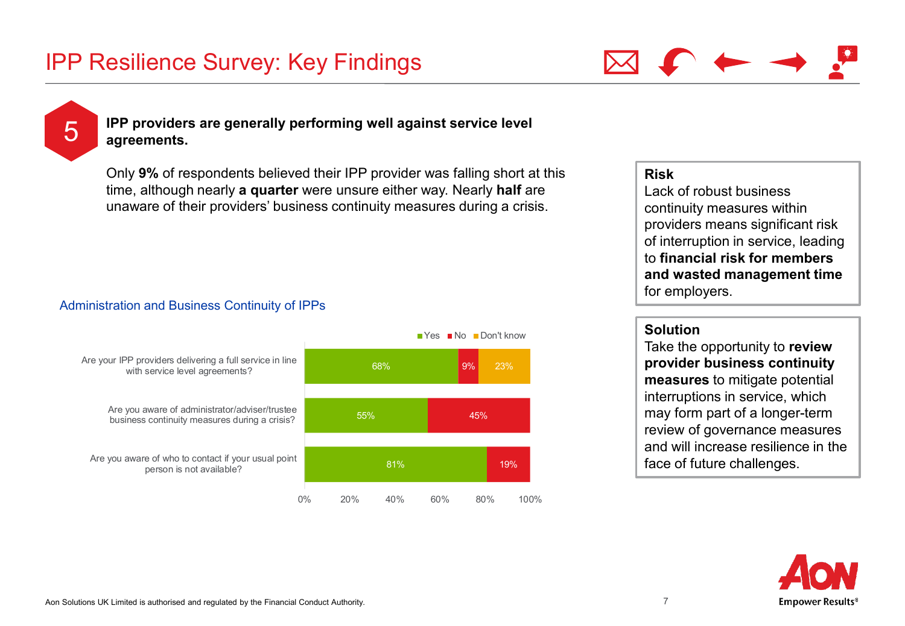# IPP Resilience Survey: Key Findings

## 5

**IPP providers are generally performing well against service level agreements.**

Only **9%** of respondents believed their IPP provider was falling short at this time, although nearly **a quarter** were unsure either way. Nearly **half** are unaware of their providers' business continuity measures during a crisis.

### Administration and Business Continuity of IPPs

| Question | Yes | No | Don't know |
|---|---|---|---|
| Are your IPP providers delivering a full service in line with service level agreements? | 68% | 9% | 23% |
| Are you aware of administrator/adviser/trustee business continuity measures during a crisis? | 55% | 45% | |
| Are you aware of who to contact if your usual point person is not available? | 81% | 19% | |

**Risk**
Lack of robust business continuity measures within providers means significant risk of interruption in service, leading to **financial risk for members and wasted management time** for employers.

**Solution**
Take the opportunity to **review provider business continuity measures** to mitigate potential interruptions in service, which may form part of a longer-term review of governance measures and will increase resilience in the face of future challenges.

Aon Solutions UK Limited is authorised and regulated by the Financial Conduct Authority.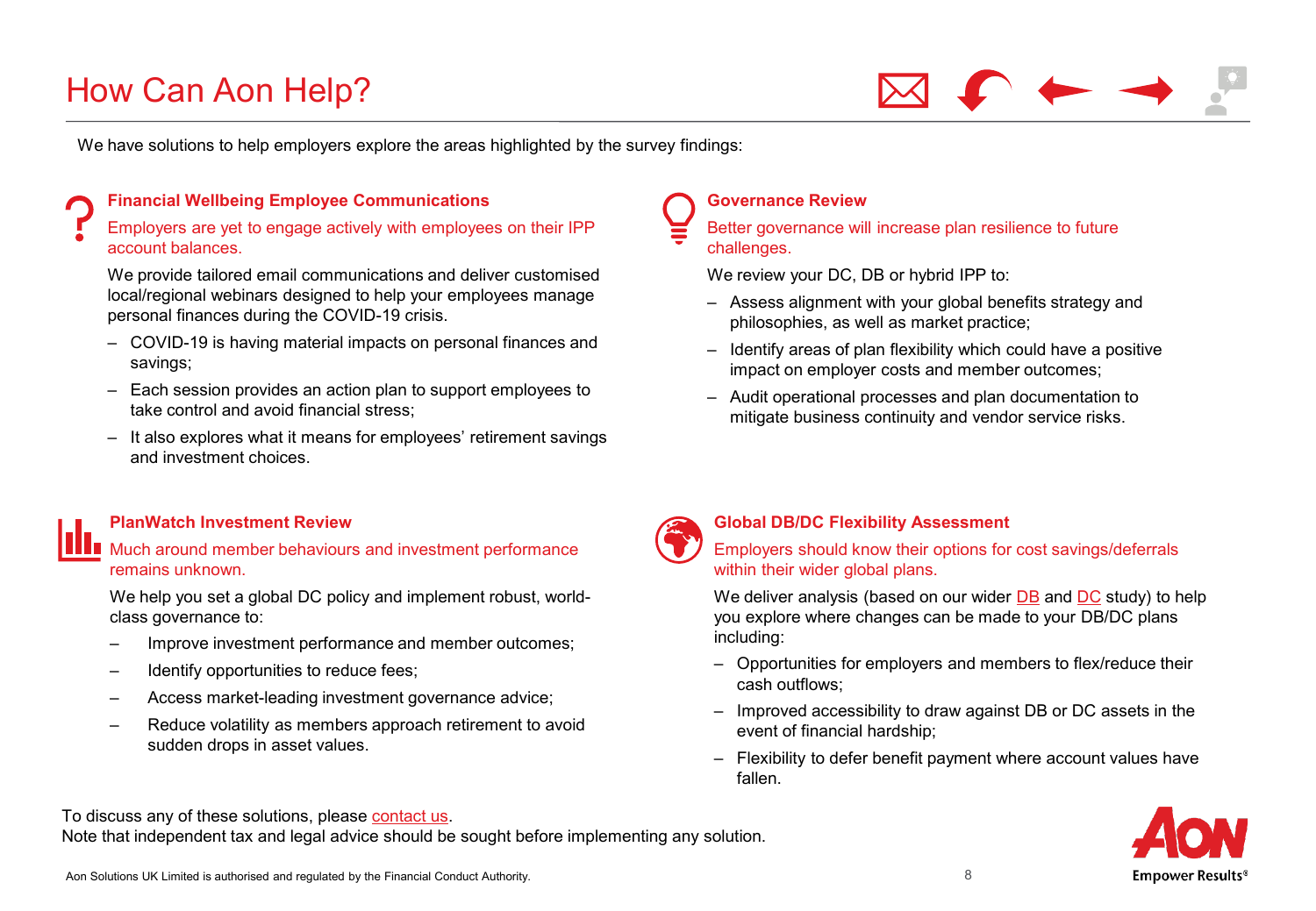# How Can Aon Help?

We have solutions to help employers explore the areas highlighted by the survey findings:

### Financial Wellbeing Employee Communications

Employers are yet to engage actively with employees on their IPP account balances.

We provide tailored email communications and deliver customised local/regional webinars designed to help your employees manage personal finances during the COVID-19 crisis.

- COVID-19 is having material impacts on personal finances and savings;
- Each session provides an action plan to support employees to take control and avoid financial stress;
- It also explores what it means for employees' retirement savings and investment choices.

### Governance Review

Better governance will increase plan resilience to future challenges.

We review your DC, DB or hybrid IPP to:

- Assess alignment with your global benefits strategy and philosophies, as well as market practice;
- Identify areas of plan flexibility which could have a positive impact on employer costs and member outcomes;
- Audit operational processes and plan documentation to mitigate business continuity and vendor service risks.

### PlanWatch Investment Review

Much around member behaviours and investment performance remains unknown.

We help you set a global DC policy and implement robust, world-class governance to:

- Improve investment performance and member outcomes;
- Identify opportunities to reduce fees;
- Access market-leading investment governance advice;
- Reduce volatility as members approach retirement to avoid sudden drops in asset values.

### Global DB/DC Flexibility Assessment

Employers should know their options for cost savings/deferrals within their wider global plans.

We deliver analysis (based on our wider DB and DC study) to help you explore where changes can be made to your DB/DC plans including:

- Opportunities for employers and members to flex/reduce their cash outflows;
- Improved accessibility to draw against DB or DC assets in the event of financial hardship;
- Flexibility to defer benefit payment where account values have fallen.

To discuss any of these solutions, please contact us.
Note that independent tax and legal advice should be sought before implementing any solution.

Aon Solutions UK Limited is authorised and regulated by the Financial Conduct Authority.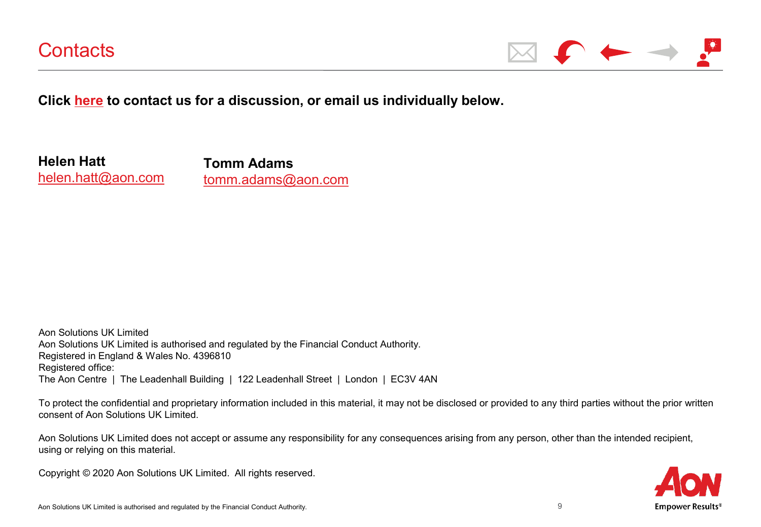# Contacts

**Click here to contact us for a discussion, or email us individually below.**

**Helen Hatt**
helen.hatt@aon.com

**Tomm Adams**
tomm.adams@aon.com

Aon Solutions UK Limited
Aon Solutions UK Limited is authorised and regulated by the Financial Conduct Authority.
Registered in England & Wales No. 4396810
Registered office:
The Aon Centre | The Leadenhall Building | 122 Leadenhall Street | London | EC3V 4AN

To protect the confidential and proprietary information included in this material, it may not be disclosed or provided to any third parties without the prior written consent of Aon Solutions UK Limited.

Aon Solutions UK Limited does not accept or assume any responsibility for any consequences arising from any person, other than the intended recipient, using or relying on this material.

Copyright © 2020 Aon Solutions UK Limited. All rights reserved.